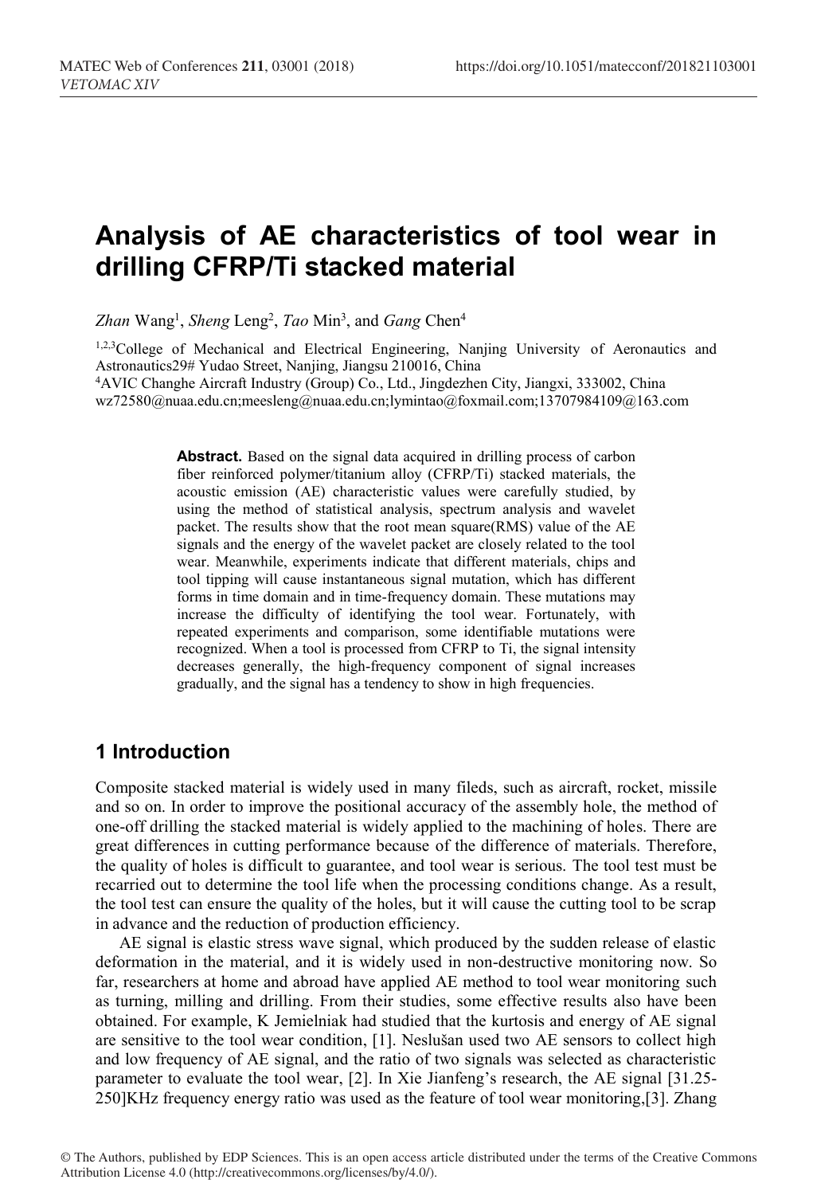# Analysis of AE characteristics of tool wear in drilling CFRP/Ti stacked material

*Zhan* Wang[1], *Sheng* Leng[2], *Tao* Min[3], and *Gang* Chen[4]

[1,2,3]College of Mechanical and Electrical Engineering, Nanjing University of Aeronautics and Astronautics29# Yudao Street, Nanjing, Jiangsu 210016, China
[4]AVIC Changhe Aircraft Industry (Group) Co., Ltd., Jingdezhen City, Jiangxi, 333002, China
wz72580@nuaa.edu.cn;meesleng@nuaa.edu.cn;lymintao@foxmail.com;13707984109@163.com

**Abstract.** Based on the signal data acquired in drilling process of carbon fiber reinforced polymer/titanium alloy (CFRP/Ti) stacked materials, the acoustic emission (AE) characteristic values were carefully studied, by using the method of statistical analysis, spectrum analysis and wavelet packet. The results show that the root mean square(RMS) value of the AE signals and the energy of the wavelet packet are closely related to the tool wear. Meanwhile, experiments indicate that different materials, chips and tool tipping will cause instantaneous signal mutation, which has different forms in time domain and in time-frequency domain. These mutations may increase the difficulty of identifying the tool wear. Fortunately, with repeated experiments and comparison, some identifiable mutations were recognized. When a tool is processed from CFRP to Ti, the signal intensity decreases generally, the high-frequency component of signal increases gradually, and the signal has a tendency to show in high frequencies.

## 1 Introduction

Composite stacked material is widely used in many fileds, such as aircraft, rocket, missile and so on. In order to improve the positional accuracy of the assembly hole, the method of one-off drilling the stacked material is widely applied to the machining of holes. There are great differences in cutting performance because of the difference of materials. Therefore, the quality of holes is difficult to guarantee, and tool wear is serious. The tool test must be recarried out to determine the tool life when the processing conditions change. As a result, the tool test can ensure the quality of the holes, but it will cause the cutting tool to be scrap in advance and the reduction of production efficiency.

AE signal is elastic stress wave signal, which produced by the sudden release of elastic deformation in the material, and it is widely used in non-destructive monitoring now. So far, researchers at home and abroad have applied AE method to tool wear monitoring such as turning, milling and drilling. From their studies, some effective results also have been obtained. For example, K Jemielniak had studied that the kurtosis and energy of AE signal are sensitive to the tool wear condition, [1]. Neslušan used two AE sensors to collect high and low frequency of AE signal, and the ratio of two signals was selected as characteristic parameter to evaluate the tool wear, [2]. In Xie Jianfeng's research, the AE signal [31.25-250]KHz frequency energy ratio was used as the feature of tool wear monitoring,[3]. Zhang

© The Authors, published by EDP Sciences. This is an open access article distributed under the terms of the Creative Commons Attribution License 4.0 (http://creativecommons.org/licenses/by/4.0/).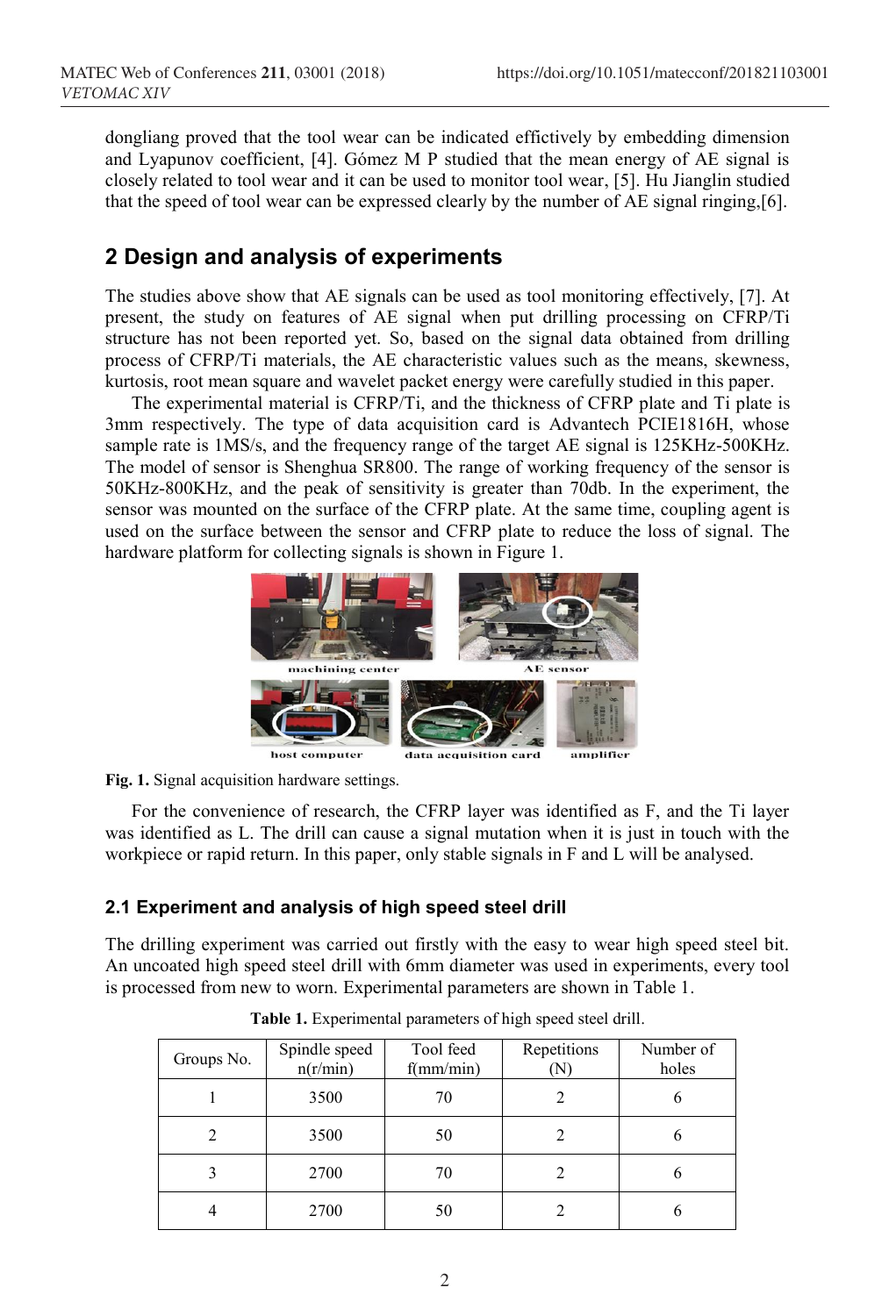dongliang proved that the tool wear can be indicated effectively by embedding dimension and Lyapunov coefficient, [4]. Gómez M P studied that the mean energy of AE signal is closely related to tool wear and it can be used to monitor tool wear, [5]. Hu Jianglin studied that the speed of tool wear can be expressed clearly by the number of AE signal ringing,[6].

## 2 Design and analysis of experiments

The studies above show that AE signals can be used as tool monitoring effectively, [7]. At present, the study on features of AE signal when put drilling processing on CFRP/Ti structure has not been reported yet. So, based on the signal data obtained from drilling process of CFRP/Ti materials, the AE characteristic values such as the means, skewness, kurtosis, root mean square and wavelet packet energy were carefully studied in this paper.

The experimental material is CFRP/Ti, and the thickness of CFRP plate and Ti plate is 3mm respectively. The type of data acquisition card is Advantech PCIE1816H, whose sample rate is 1MS/s, and the frequency range of the target AE signal is 125KHz-500KHz. The model of sensor is Shenghua SR800. The range of working frequency of the sensor is 50KHz-800KHz, and the peak of sensitivity is greater than 70db. In the experiment, the sensor was mounted on the surface of the CFRP plate. At the same time, coupling agent is used on the surface between the sensor and CFRP plate to reduce the loss of signal. The hardware platform for collecting signals is shown in Figure 1.

machining center AE sensor host computer data acquisition card amplifier

**Fig. 1.** Signal acquisition hardware settings.

For the convenience of research, the CFRP layer was identified as F, and the Ti layer was identified as L. The drill can cause a signal mutation when it is just in touch with the workpiece or rapid return. In this paper, only stable signals in F and L will be analysed.

### 2.1 Experiment and analysis of high speed steel drill

The drilling experiment was carried out firstly with the easy to wear high speed steel bit. An uncoated high speed steel drill with 6mm diameter was used in experiments, every tool is processed from new to worn. Experimental parameters are shown in Table 1.

**Table 1.** Experimental parameters of high speed steel drill.

| Groups No. | Spindle speed n(r/min) | Tool feed f(mm/min) | Repetitions (N) | Number of holes |
|---|---|---|---|---|
| 1 | 3500 | 70 | 2 | 6 |
| 2 | 3500 | 50 | 2 | 6 |
| 3 | 2700 | 70 | 2 | 6 |
| 4 | 2700 | 50 | 2 | 6 |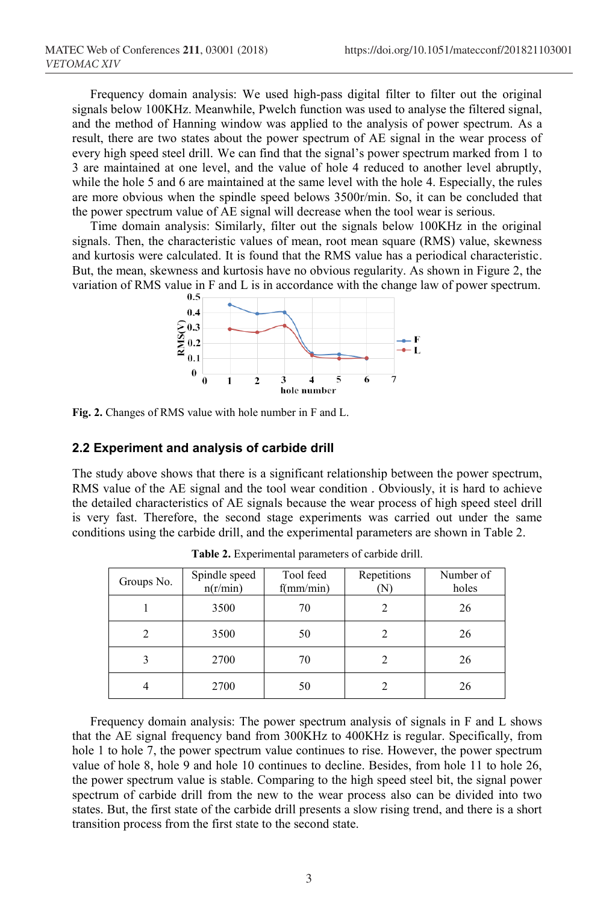Frequency domain analysis: We used high-pass digital filter to filter out the original signals below 100KHz. Meanwhile, Pwelch function was used to analyse the filtered signal, and the method of Hanning window was applied to the analysis of power spectrum. As a result, there are two states about the power spectrum of AE signal in the wear process of every high speed steel drill. We can find that the signal's power spectrum marked from 1 to 3 are maintained at one level, and the value of hole 4 reduced to another level abruptly, while the hole 5 and 6 are maintained at the same level with the hole 4. Especially, the rules are more obvious when the spindle speed belows 3500r/min. So, it can be concluded that the power spectrum value of AE signal will decrease when the tool wear is serious.

Time domain analysis: Similarly, filter out the signals below 100KHz in the original signals. Then, the characteristic values of mean, root mean square (RMS) value, skewness and kurtosis were calculated. It is found that the RMS value has a periodical characteristic. But, the mean, skewness and kurtosis have no obvious regularity. As shown in Figure 2, the variation of RMS value in F and L is in accordance with the change law of power spectrum.

**Fig. 2.** Changes of RMS value with hole number in F and L.

## 2.2 Experiment and analysis of carbide drill

The study above shows that there is a significant relationship between the power spectrum, RMS value of the AE signal and the tool wear condition . Obviously, it is hard to achieve the detailed characteristics of AE signals because the wear process of high speed steel drill is very fast. Therefore, the second stage experiments was carried out under the same conditions using the carbide drill, and the experimental parameters are shown in Table 2.

**Table 2.** Experimental parameters of carbide drill.

| Groups No. | Spindle speed n(r/min) | Tool feed f(mm/min) | Repetitions (N) | Number of holes |
|---|---|---|---|---|
| 1 | 3500 | 70 | 2 | 26 |
| 2 | 3500 | 50 | 2 | 26 |
| 3 | 2700 | 70 | 2 | 26 |
| 4 | 2700 | 50 | 2 | 26 |

Frequency domain analysis: The power spectrum analysis of signals in F and L shows that the AE signal frequency band from 300KHz to 400KHz is regular. Specifically, from hole 1 to hole 7, the power spectrum value continues to rise. However, the power spectrum value of hole 8, hole 9 and hole 10 continues to decline. Besides, from hole 11 to hole 26, the power spectrum value is stable. Comparing to the high speed steel bit, the signal power spectrum of carbide drill from the new to the wear process also can be divided into two states. But, the first state of the carbide drill presents a slow rising trend, and there is a short transition process from the first state to the second state.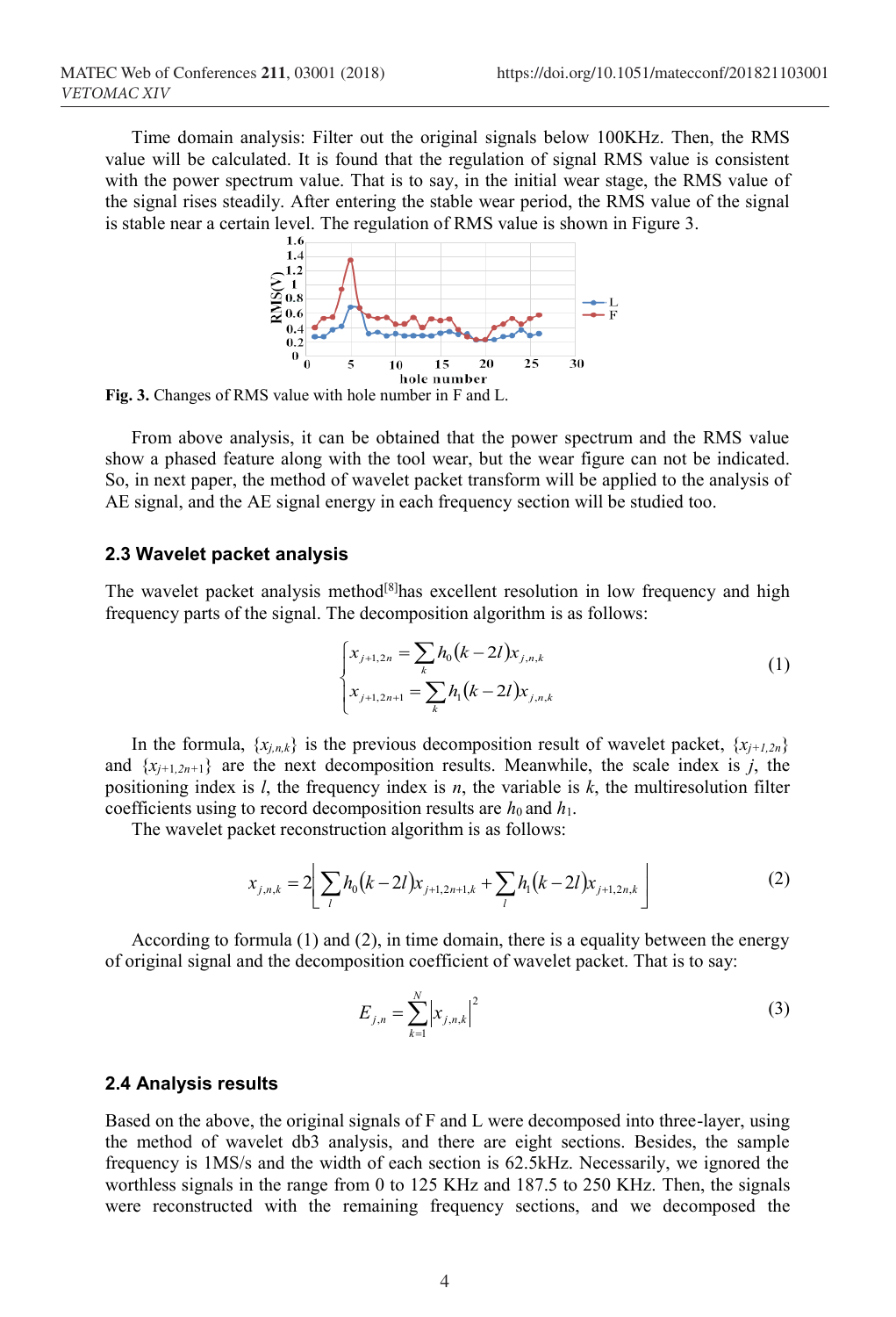Time domain analysis: Filter out the original signals below 100KHz. Then, the RMS value will be calculated. It is found that the regulation of signal RMS value is consistent with the power spectrum value. That is to say, in the initial wear stage, the RMS value of the signal rises steadily. After entering the stable wear period, the RMS value of the signal is stable near a certain level. The regulation of RMS value is shown in Figure 3.

**Fig. 3.** Changes of RMS value with hole number in F and L.

From above analysis, it can be obtained that the power spectrum and the RMS value show a phased feature along with the tool wear, but the wear figure can not be indicated. So, in next paper, the method of wavelet packet transform will be applied to the analysis of AE signal, and the AE signal energy in each frequency section will be studied too.

### 2.3 Wavelet packet analysis

The wavelet packet analysis method[8]has excellent resolution in low frequency and high frequency parts of the signal. The decomposition algorithm is as follows:

$$\begin{cases} x_{j+1,2n} = \sum_k h_0(k-2l)x_{j,n,k} \\ x_{j+1,2n+1} = \sum_k h_1(k-2l)x_{j,n,k} \end{cases} \tag{1}$$

In the formula, $\{x_{j,n,k}\}$ is the previous decomposition result of wavelet packet, $\{x_{j+1,2n}\}$ and $\{x_{j+1,2n+1}\}$ are the next decomposition results. Meanwhile, the scale index is $j$, the positioning index is $l$, the frequency index is $n$, the variable is $k$, the multiresolution filter coefficients using to record decomposition results are $h_0$ and $h_1$.

The wavelet packet reconstruction algorithm is as follows:

$$x_{j,n,k} = 2\left[\sum_l h_0(k-2l)x_{j+1,2n+1,k} + \sum_l h_1(k-2l)x_{j+1,2n,k}\right] \tag{2}$$

According to formula (1) and (2), in time domain, there is a equality between the energy of original signal and the decomposition coefficient of wavelet packet. That is to say:

$$E_{j,n} = \sum_{k=1}^{N} \left|x_{j,n,k}\right|^2 \tag{3}$$

### 2.4 Analysis results

Based on the above, the original signals of F and L were decomposed into three-layer, using the method of wavelet db3 analysis, and there are eight sections. Besides, the sample frequency is 1MS/s and the width of each section is 62.5kHz. Necessarily, we ignored the worthless signals in the range from 0 to 125 KHz and 187.5 to 250 KHz. Then, the signals were reconstructed with the remaining frequency sections, and we decomposed the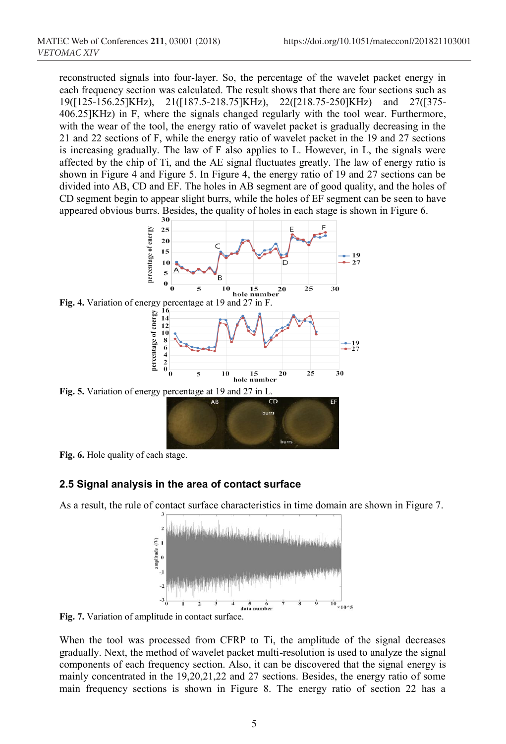reconstructed signals into four-layer. So, the percentage of the wavelet packet energy in each frequency section was calculated. The result shows that there are four sections such as 19([125-156.25]KHz), 21([187.5-218.75]KHz), 22([218.75-250]KHz) and 27([375-406.25]KHz) in F, where the signals changed regularly with the tool wear. Furthermore, with the wear of the tool, the energy ratio of wavelet packet is gradually decreasing in the 21 and 22 sections of F, while the energy ratio of wavelet packet in the 19 and 27 sections is increasing gradually. The law of F also applies to L. However, in L, the signals were affected by the chip of Ti, and the AE signal fluctuates greatly. The law of energy ratio is shown in Figure 4 and Figure 5. In Figure 4, the energy ratio of 19 and 27 sections can be divided into AB, CD and EF. The holes in AB segment are of good quality, and the holes of CD segment begin to appear slight burrs, while the holes of EF segment can be seen to have appeared obvious burrs. Besides, the quality of holes in each stage is shown in Figure 6.

**Fig. 4.** Variation of energy percentage at 19 and 27 in F.

**Fig. 5.** Variation of energy percentage at 19 and 27 in L.

**Fig. 6.** Hole quality of each stage.

## 2.5 Signal analysis in the area of contact surface

As a result, the rule of contact surface characteristics in time domain are shown in Figure 7.

**Fig. 7.** Variation of amplitude in contact surface.

When the tool was processed from CFRP to Ti, the amplitude of the signal decreases gradually. Next, the method of wavelet packet multi-resolution is used to analyze the signal components of each frequency section. Also, it can be discovered that the signal energy is mainly concentrated in the 19,20,21,22 and 27 sections. Besides, the energy ratio of some main frequency sections is shown in Figure 8. The energy ratio of section 22 has a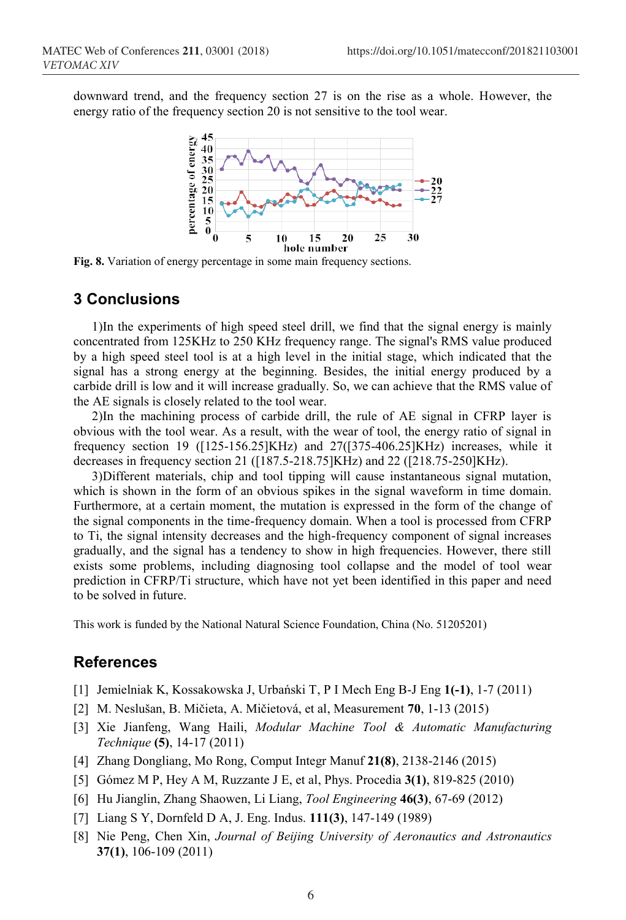downward trend, and the frequency section 27 is on the rise as a whole. However, the energy ratio of the frequency section 20 is not sensitive to the tool wear.

percentage of energy

45
40
35
30
25
20
15
10
5
0

0 5 10 15 20 25 30

hole number

20
22
27

**Fig. 8.** Variation of energy percentage in some main frequency sections.

## 3 Conclusions

1)In the experiments of high speed steel drill, we find that the signal energy is mainly concentrated from 125KHz to 250 KHz frequency range. The signal's RMS value produced by a high speed steel tool is at a high level in the initial stage, which indicated that the signal has a strong energy at the beginning. Besides, the initial energy produced by a carbide drill is low and it will increase gradually. So, we can achieve that the RMS value of the AE signals is closely related to the tool wear.

2)In the machining process of carbide drill, the rule of AE signal in CFRP layer is obvious with the tool wear. As a result, with the wear of tool, the energy ratio of signal in frequency section 19 ([125-156.25]KHz) and 27([375-406.25]KHz) increases, while it decreases in frequency section 21 ([187.5-218.75]KHz) and 22 ([218.75-250]KHz).

3)Different materials, chip and tool tipping will cause instantaneous signal mutation, which is shown in the form of an obvious spikes in the signal waveform in time domain. Furthermore, at a certain moment, the mutation is expressed in the form of the change of the signal components in the time-frequency domain. When a tool is processed from CFRP to Ti, the signal intensity decreases and the high-frequency component of signal increases gradually, and the signal has a tendency to show in high frequencies. However, there still exists some problems, including diagnosing tool collapse and the model of tool wear prediction in CFRP/Ti structure, which have not yet been identified in this paper and need to be solved in future.

This work is funded by the National Natural Science Foundation, China (No. 51205201)

## References

[1] Jemielniak K, Kossakowska J, Urbański T, P I Mech Eng B-J Eng **1(-1)**, 1-7 (2011)

[2] M. Neslušan, B. Mičieta, A. Mičietová, et al, Measurement **70**, 1-13 (2015)

[3] Xie Jianfeng, Wang Haili, *Modular Machine Tool & Automatic Manufacturing Technique* **(5)**, 14-17 (2011)

[4] Zhang Dongliang, Mo Rong, Comput Integr Manuf **21(8)**, 2138-2146 (2015)

[5] Gómez M P, Hey A M, Ruzzante J E, et al, Phys. Procedia **3(1)**, 819-825 (2010)

[6] Hu Jianglin, Zhang Shaowen, Li Liang, *Tool Engineering* **46(3)**, 67-69 (2012)

[7] Liang S Y, Dornfeld D A, J. Eng. Indus. **111(3)**, 147-149 (1989)

[8] Nie Peng, Chen Xin, *Journal of Beijing University of Aeronautics and Astronautics* **37(1)**, 106-109 (2011)